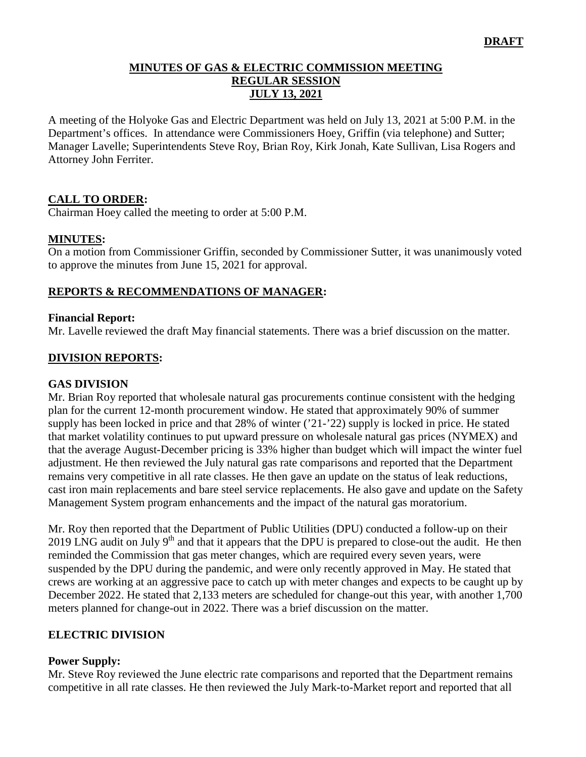**DRAFT**

# MINUTES OF GAS & ELECTRIC COMMISSION MEETING
## REGULAR SESSION
## JULY 13, 2021

A meeting of the Holyoke Gas and Electric Department was held on July 13, 2021 at 5:00 P.M. in the Department's offices. In attendance were Commissioners Hoey, Griffin (via telephone) and Sutter; Manager Lavelle; Superintendents Steve Roy, Brian Roy, Kirk Jonah, Kate Sullivan, Lisa Rogers and Attorney John Ferriter.

## CALL TO ORDER:

Chairman Hoey called the meeting to order at 5:00 P.M.

## MINUTES:

On a motion from Commissioner Griffin, seconded by Commissioner Sutter, it was unanimously voted to approve the minutes from June 15, 2021 for approval.

## REPORTS & RECOMMENDATIONS OF MANAGER:

### Financial Report:

Mr. Lavelle reviewed the draft May financial statements. There was a brief discussion on the matter.

## DIVISION REPORTS:

### GAS DIVISION

Mr. Brian Roy reported that wholesale natural gas procurements continue consistent with the hedging plan for the current 12-month procurement window. He stated that approximately 90% of summer supply has been locked in price and that 28% of winter ('21-'22) supply is locked in price. He stated that market volatility continues to put upward pressure on wholesale natural gas prices (NYMEX) and that the average August-December pricing is 33% higher than budget which will impact the winter fuel adjustment. He then reviewed the July natural gas rate comparisons and reported that the Department remains very competitive in all rate classes. He then gave an update on the status of leak reductions, cast iron main replacements and bare steel service replacements. He also gave and update on the Safety Management System program enhancements and the impact of the natural gas moratorium.

Mr. Roy then reported that the Department of Public Utilities (DPU) conducted a follow-up on their 2019 LNG audit on July 9th and that it appears that the DPU is prepared to close-out the audit. He then reminded the Commission that gas meter changes, which are required every seven years, were suspended by the DPU during the pandemic, and were only recently approved in May. He stated that crews are working at an aggressive pace to catch up with meter changes and expects to be caught up by December 2022. He stated that 2,133 meters are scheduled for change-out this year, with another 1,700 meters planned for change-out in 2022. There was a brief discussion on the matter.

### ELECTRIC DIVISION

### Power Supply:

Mr. Steve Roy reviewed the June electric rate comparisons and reported that the Department remains competitive in all rate classes. He then reviewed the July Mark-to-Market report and reported that all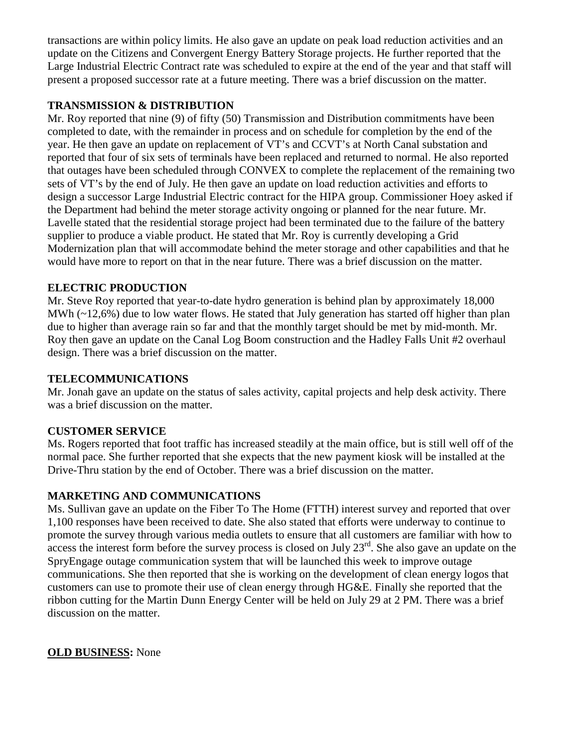transactions are within policy limits. He also gave an update on peak load reduction activities and an update on the Citizens and Convergent Energy Battery Storage projects. He further reported that the Large Industrial Electric Contract rate was scheduled to expire at the end of the year and that staff will present a proposed successor rate at a future meeting. There was a brief discussion on the matter.

**TRANSMISSION & DISTRIBUTION**

Mr. Roy reported that nine (9) of fifty (50) Transmission and Distribution commitments have been completed to date, with the remainder in process and on schedule for completion by the end of the year. He then gave an update on replacement of VT's and CCVT's at North Canal substation and reported that four of six sets of terminals have been replaced and returned to normal. He also reported that outages have been scheduled through CONVEX to complete the replacement of the remaining two sets of VT's by the end of July. He then gave an update on load reduction activities and efforts to design a successor Large Industrial Electric contract for the HIPA group. Commissioner Hoey asked if the Department had behind the meter storage activity ongoing or planned for the near future. Mr. Lavelle stated that the residential storage project had been terminated due to the failure of the battery supplier to produce a viable product. He stated that Mr. Roy is currently developing a Grid Modernization plan that will accommodate behind the meter storage and other capabilities and that he would have more to report on that in the near future. There was a brief discussion on the matter.

**ELECTRIC PRODUCTION**

Mr. Steve Roy reported that year-to-date hydro generation is behind plan by approximately 18,000 MWh (~12,6%) due to low water flows. He stated that July generation has started off higher than plan due to higher than average rain so far and that the monthly target should be met by mid-month. Mr. Roy then gave an update on the Canal Log Boom construction and the Hadley Falls Unit #2 overhaul design. There was a brief discussion on the matter.

**TELECOMMUNICATIONS**

Mr. Jonah gave an update on the status of sales activity, capital projects and help desk activity. There was a brief discussion on the matter.

**CUSTOMER SERVICE**

Ms. Rogers reported that foot traffic has increased steadily at the main office, but is still well off of the normal pace. She further reported that she expects that the new payment kiosk will be installed at the Drive-Thru station by the end of October. There was a brief discussion on the matter.

**MARKETING AND COMMUNICATIONS**

Ms. Sullivan gave an update on the Fiber To The Home (FTTH) interest survey and reported that over 1,100 responses have been received to date. She also stated that efforts were underway to continue to promote the survey through various media outlets to ensure that all customers are familiar with how to access the interest form before the survey process is closed on July 23rd. She also gave an update on the SpryEngage outage communication system that will be launched this week to improve outage communications. She then reported that she is working on the development of clean energy logos that customers can use to promote their use of clean energy through HG&E. Finally she reported that the ribbon cutting for the Martin Dunn Energy Center will be held on July 29 at 2 PM. There was a brief discussion on the matter.

**OLD BUSINESS:** None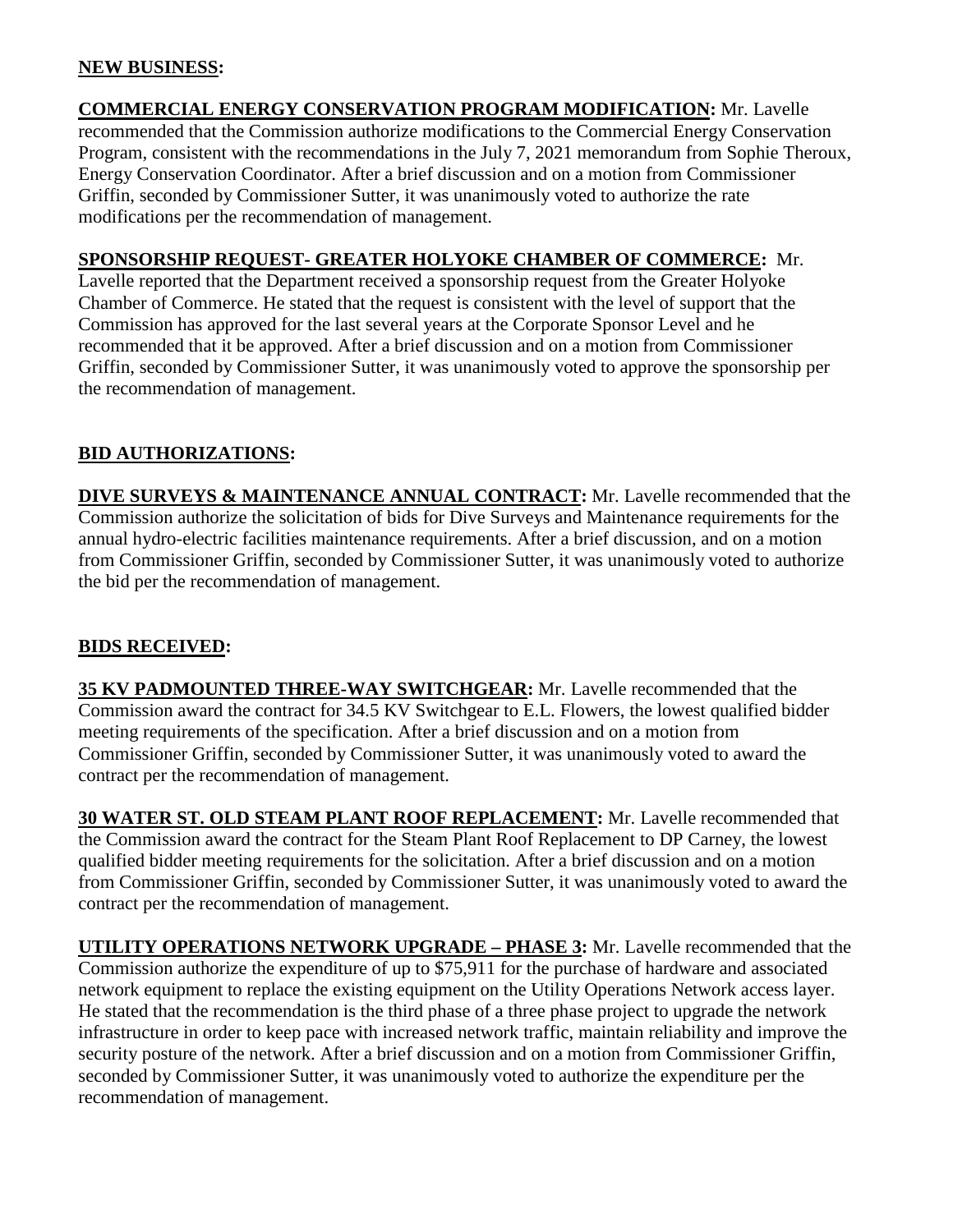**NEW BUSINESS:**

**COMMERCIAL ENERGY CONSERVATION PROGRAM MODIFICATION:** Mr. Lavelle recommended that the Commission authorize modifications to the Commercial Energy Conservation Program, consistent with the recommendations in the July 7, 2021 memorandum from Sophie Theroux, Energy Conservation Coordinator. After a brief discussion and on a motion from Commissioner Griffin, seconded by Commissioner Sutter, it was unanimously voted to authorize the rate modifications per the recommendation of management.

**SPONSORSHIP REQUEST- GREATER HOLYOKE CHAMBER OF COMMERCE:** Mr. Lavelle reported that the Department received a sponsorship request from the Greater Holyoke Chamber of Commerce. He stated that the request is consistent with the level of support that the Commission has approved for the last several years at the Corporate Sponsor Level and he recommended that it be approved. After a brief discussion and on a motion from Commissioner Griffin, seconded by Commissioner Sutter, it was unanimously voted to approve the sponsorship per the recommendation of management.

**BID AUTHORIZATIONS:**

**DIVE SURVEYS & MAINTENANCE ANNUAL CONTRACT:** Mr. Lavelle recommended that the Commission authorize the solicitation of bids for Dive Surveys and Maintenance requirements for the annual hydro-electric facilities maintenance requirements. After a brief discussion, and on a motion from Commissioner Griffin, seconded by Commissioner Sutter, it was unanimously voted to authorize the bid per the recommendation of management.

**BIDS RECEIVED:**

**35 KV PADMOUNTED THREE-WAY SWITCHGEAR:** Mr. Lavelle recommended that the Commission award the contract for 34.5 KV Switchgear to E.L. Flowers, the lowest qualified bidder meeting requirements of the specification. After a brief discussion and on a motion from Commissioner Griffin, seconded by Commissioner Sutter, it was unanimously voted to award the contract per the recommendation of management.

**30 WATER ST. OLD STEAM PLANT ROOF REPLACEMENT:** Mr. Lavelle recommended that the Commission award the contract for the Steam Plant Roof Replacement to DP Carney, the lowest qualified bidder meeting requirements for the solicitation. After a brief discussion and on a motion from Commissioner Griffin, seconded by Commissioner Sutter, it was unanimously voted to award the contract per the recommendation of management.

**UTILITY OPERATIONS NETWORK UPGRADE – PHASE 3:** Mr. Lavelle recommended that the Commission authorize the expenditure of up to $75,911 for the purchase of hardware and associated network equipment to replace the existing equipment on the Utility Operations Network access layer. He stated that the recommendation is the third phase of a three phase project to upgrade the network infrastructure in order to keep pace with increased network traffic, maintain reliability and improve the security posture of the network. After a brief discussion and on a motion from Commissioner Griffin, seconded by Commissioner Sutter, it was unanimously voted to authorize the expenditure per the recommendation of management.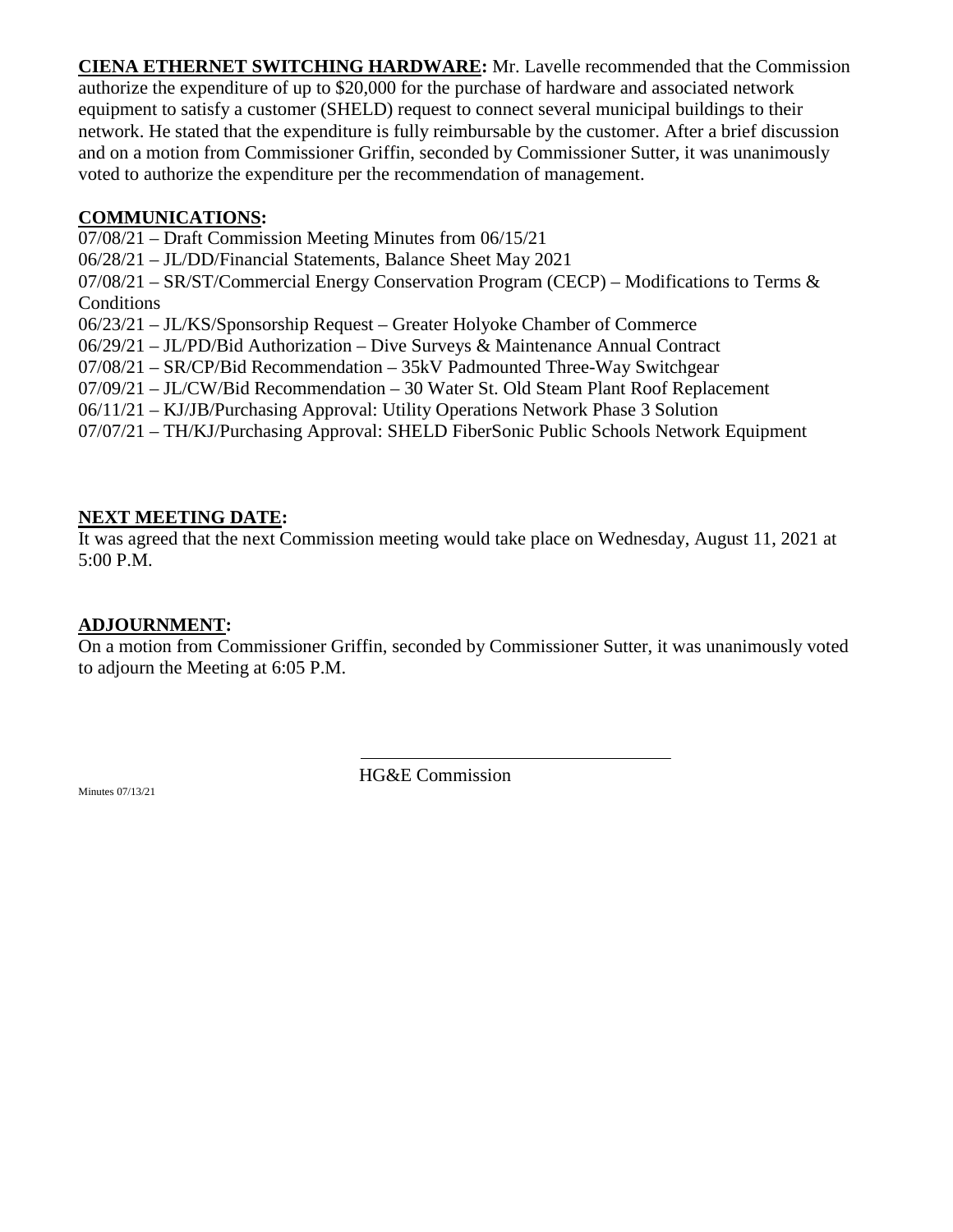**CIENA ETHERNET SWITCHING HARDWARE:** Mr. Lavelle recommended that the Commission authorize the expenditure of up to $20,000 for the purchase of hardware and associated network equipment to satisfy a customer (SHELD) request to connect several municipal buildings to their network. He stated that the expenditure is fully reimbursable by the customer. After a brief discussion and on a motion from Commissioner Griffin, seconded by Commissioner Sutter, it was unanimously voted to authorize the expenditure per the recommendation of management.

**COMMUNICATIONS:**

07/08/21 – Draft Commission Meeting Minutes from 06/15/21
06/28/21 – JL/DD/Financial Statements, Balance Sheet May 2021
07/08/21 – SR/ST/Commercial Energy Conservation Program (CECP) – Modifications to Terms & Conditions
06/23/21 – JL/KS/Sponsorship Request – Greater Holyoke Chamber of Commerce
06/29/21 – JL/PD/Bid Authorization – Dive Surveys & Maintenance Annual Contract
07/08/21 – SR/CP/Bid Recommendation – 35kV Padmounted Three-Way Switchgear
07/09/21 – JL/CW/Bid Recommendation – 30 Water St. Old Steam Plant Roof Replacement
06/11/21 – KJ/JB/Purchasing Approval: Utility Operations Network Phase 3 Solution
07/07/21 – TH/KJ/Purchasing Approval: SHELD FiberSonic Public Schools Network Equipment

**NEXT MEETING DATE:**

It was agreed that the next Commission meeting would take place on Wednesday, August 11, 2021 at 5:00 P.M.

**ADJOURNMENT:**

On a motion from Commissioner Griffin, seconded by Commissioner Sutter, it was unanimously voted to adjourn the Meeting at 6:05 P.M.

\_\_\_\_\_\_\_\_\_\_\_\_\_\_\_\_\_\_\_\_\_\_\_\_\_\_\_\_\_\_\_\_\_\_\_\_

HG&E Commission

Minutes 07/13/21